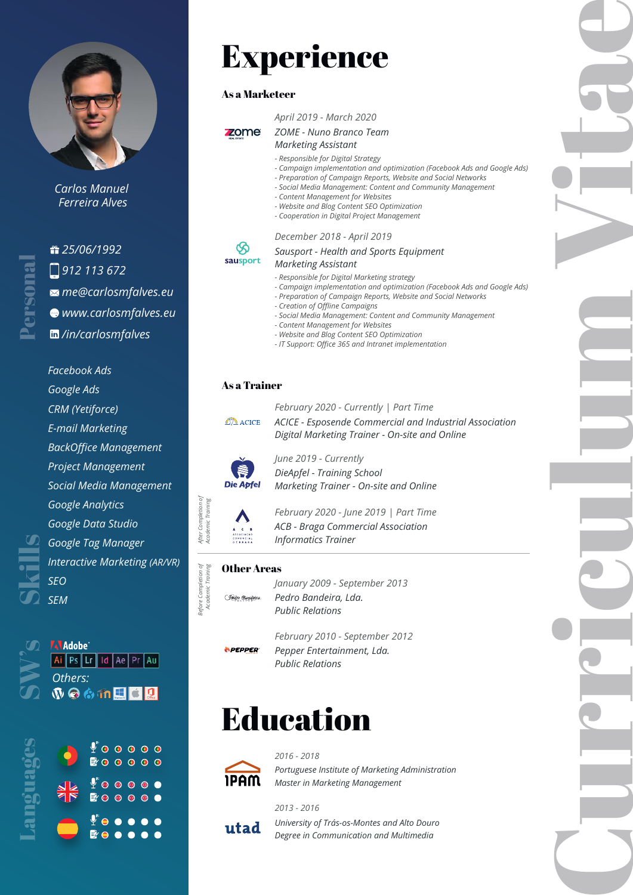# Curriculum Vitae

Carlos Manuel Ferreira Alves

## Personal

25/06/1992
912 113 672
me@carlosmfalves.eu
www.carlosmfalves.eu
/in/carlosmfalves

## Skills

- Facebook Ads
- Google Ads
- CRM (Yetiforce)
- E-mail Marketing
- BackOffice Management
- Project Management
- Social Media Management
- Google Analytics
- Google Data Studio
- Google Tag Manager
- Interactive Marketing (AR/VR)
- SEO
- SEM

## SW's

Adobe
Ai Ps Lr Id Ae Pr Au

Others:

## Languages

# Experience

### As a Marketeer

*April 2019 - March 2020*
*ZOME - Nuno Branco Team*
*Marketing Assistant*

- *Responsible for Digital Strategy*
- *Campaign implementation and optimization (Facebook Ads and Google Ads)*
- *Preparation of Campaign Reports, Website and Social Networks*
- *Social Media Management: Content and Community Management*
- *Content Management for Websites*
- *Website and Blog Content SEO Optimization*
- *Cooperation in Digital Project Management*

*December 2018 - April 2019*
*Sausport - Health and Sports Equipment*
*Marketing Assistant*

- *Responsible for Digital Marketing strategy*
- *Campaign implementation and optimization (Facebook Ads and Google Ads)*
- *Preparation of Campaign Reports, Website and Social Networks*
- *Creation of Offline Campaigns*
- *Social Media Management: Content and Community Management*
- *Content Management for Websites*
- *Website and Blog Content SEO Optimization*
- *IT Support: Office 365 and Intranet implementation*

### As a Trainer

*After Completion of Academic Training*

*February 2020 - Currently | Part Time*
*ACICE - Esposende Commercial and Industrial Association*
*Digital Marketing Trainer - On-site and Online*

*June 2019 - Currently*
*DieApfel - Training School*
*Marketing Trainer - On-site and Online*

*February 2020 - June 2019 | Part Time*
*ACB - Braga Commercial Association*
*Informatics Trainer*

### Other Areas

*Before Completion of Academic Training*

*January 2009 - September 2013*
*Pedro Bandeira, Lda.*
*Public Relations*

*February 2010 - September 2012*
*Pepper Entertainment, Lda.*
*Public Relations*

# Education

*2016 - 2018*
*Portuguese Institute of Marketing Administration*
*Master in Marketing Management*

*2013 - 2016*
*University of Trás-os-Montes and Alto Douro*
*Degree in Communication and Multimedia*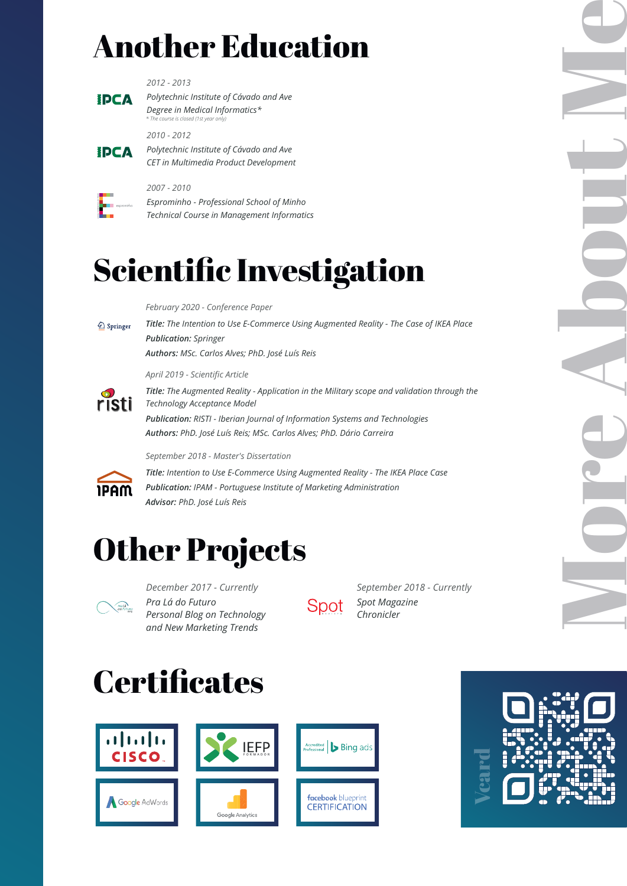# Another Education

*2012 - 2013*
*Polytechnic Institute of Cávado and Ave*
*Degree in Medical Informatics**
** The course is closed (1st year only)*

*2010 - 2012*
*Polytechnic Institute of Cávado and Ave*
*CET in Multimedia Product Development*

*2007 - 2010*
*Esprominho - Professional School of Minho*
*Technical Course in Management Informatics*

# Scientific Investigation

*February 2020 - Conference Paper*
***Title:** The Intention to Use E-Commerce Using Augmented Reality - The Case of IKEA Place*
***Publication:** Springer*
***Authors:** MSc. Carlos Alves; PhD. José Luís Reis*

*April 2019 - Scientific Article*
***Title:** The Augmented Reality - Application in the Military scope and validation through the Technology Acceptance Model*
***Publication:** RISTI - Iberian Journal of Information Systems and Technologies*
***Authors:** PhD. José Luís Reis; MSc. Carlos Alves; PhD. Dário Carreira*

*September 2018 - Master's Dissertation*
***Title:** Intention to Use E-Commerce Using Augmented Reality - The IKEA Place Case*
***Publication:** IPAM - Portuguese Institute of Marketing Administration*
***Advisor:** PhD. José Luís Reis*

# Other Projects

*December 2017 - Currently*
*Pra Lá do Futuro*
*Personal Blog on Technology and New Marketing Trends*

*September 2018 - Currently*
*Spot Magazine*
*Chronicler*

# Certificates

Cisco · IEFP Formador · Accredited Professional Bing ads · Google AdWords · Google Analytics · facebook blueprint CERTIFICATION

Vcard

More About Me